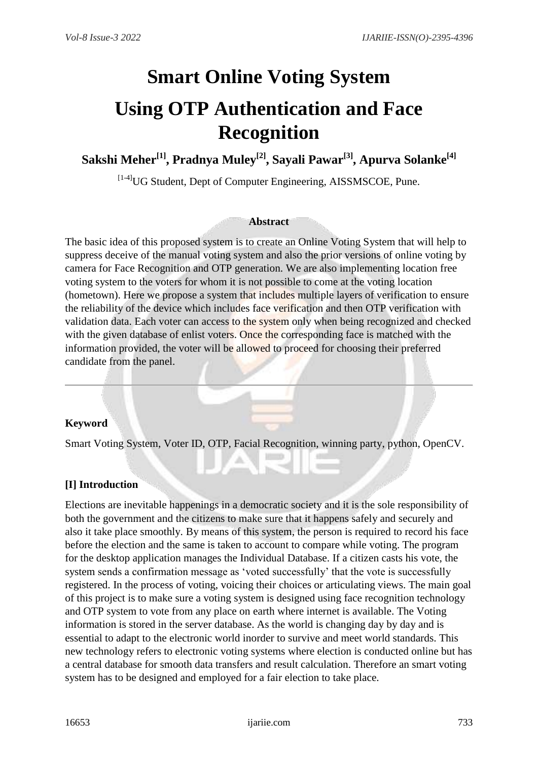# Smart Online Voting System Using OTP Authentication and Face Recognition

**Sakshi Meher[1], Pradnya Muley[2], Sayali Pawar[3], Apurva Solanke[4]**

[1-4]UG Student, Dept of Computer Engineering, AISSMSCOE, Pune.

### Abstract

The basic idea of this proposed system is to create an Online Voting System that will help to suppress deceive of the manual voting system and also the prior versions of online voting by camera for Face Recognition and OTP generation. We are also implementing location free voting system to the voters for whom it is not possible to come at the voting location (hometown). Here we propose a system that includes multiple layers of verification to ensure the reliability of the device which includes face verification and then OTP verification with validation data. Each voter can access to the system only when being recognized and checked with the given database of enlist voters. Once the corresponding face is matched with the information provided, the voter will be allowed to proceed for choosing their preferred candidate from the panel.

---

### Keyword

Smart Voting System, Voter ID, OTP, Facial Recognition, winning party, python, OpenCV.

### [I] Introduction

Elections are inevitable happenings in a democratic society and it is the sole responsibility of both the government and the citizens to make sure that it happens safely and securely and also it take place smoothly. By means of this system, the person is required to record his face before the election and the same is taken to account to compare while voting. The program for the desktop application manages the Individual Database. If a citizen casts his vote, the system sends a confirmation message as 'voted successfully' that the vote is successfully registered. In the process of voting, voicing their choices or articulating views. The main goal of this project is to make sure a voting system is designed using face recognition technology and OTP system to vote from any place on earth where internet is available. The Voting information is stored in the server database. As the world is changing day by day and is essential to adapt to the electronic world inorder to survive and meet world standards. This new technology refers to electronic voting systems where election is conducted online but has a central database for smooth data transfers and result calculation. Therefore an smart voting system has to be designed and employed for a fair election to take place.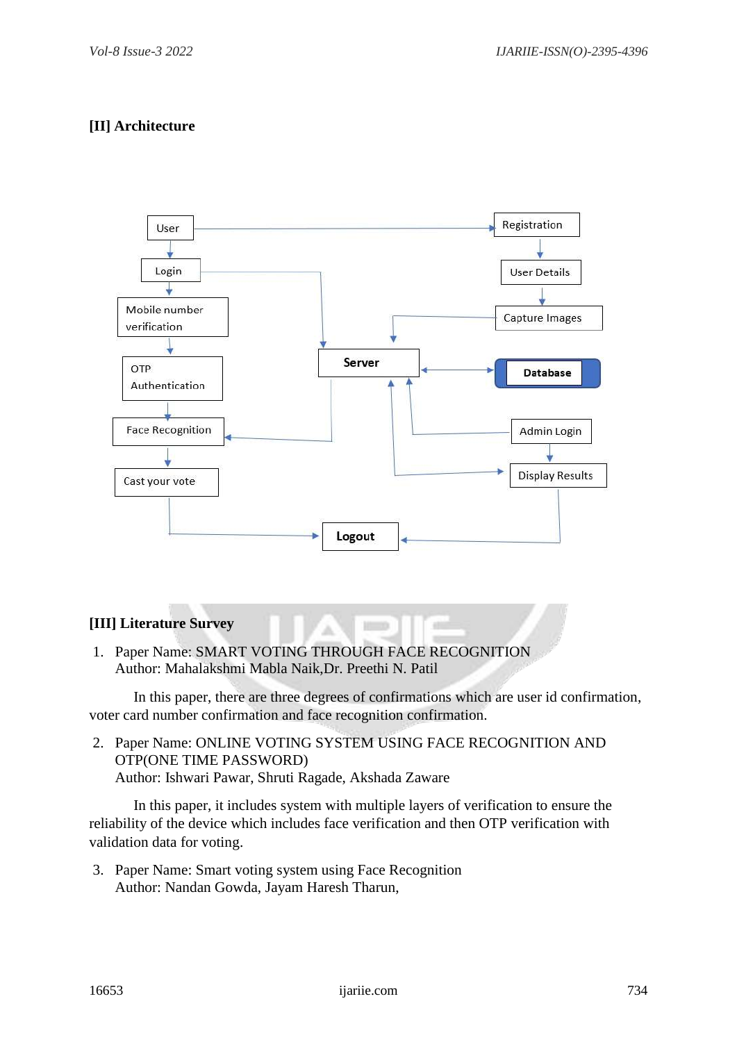## [II] Architecture

## [III] Literature Survey

1. Paper Name: SMART VOTING THROUGH FACE RECOGNITION
   Author: Mahalakshmi Mabla Naik,Dr. Preethi N. Patil

   In this paper, there are three degrees of confirmations which are user id confirmation, voter card number confirmation and face recognition confirmation.

2. Paper Name: ONLINE VOTING SYSTEM USING FACE RECOGNITION AND OTP(ONE TIME PASSWORD)
   Author: Ishwari Pawar, Shruti Ragade, Akshada Zaware

   In this paper, it includes system with multiple layers of verification to ensure the reliability of the device which includes face verification and then OTP verification with validation data for voting.

3. Paper Name: Smart voting system using Face Recognition
   Author: Nandan Gowda, Jayam Haresh Tharun,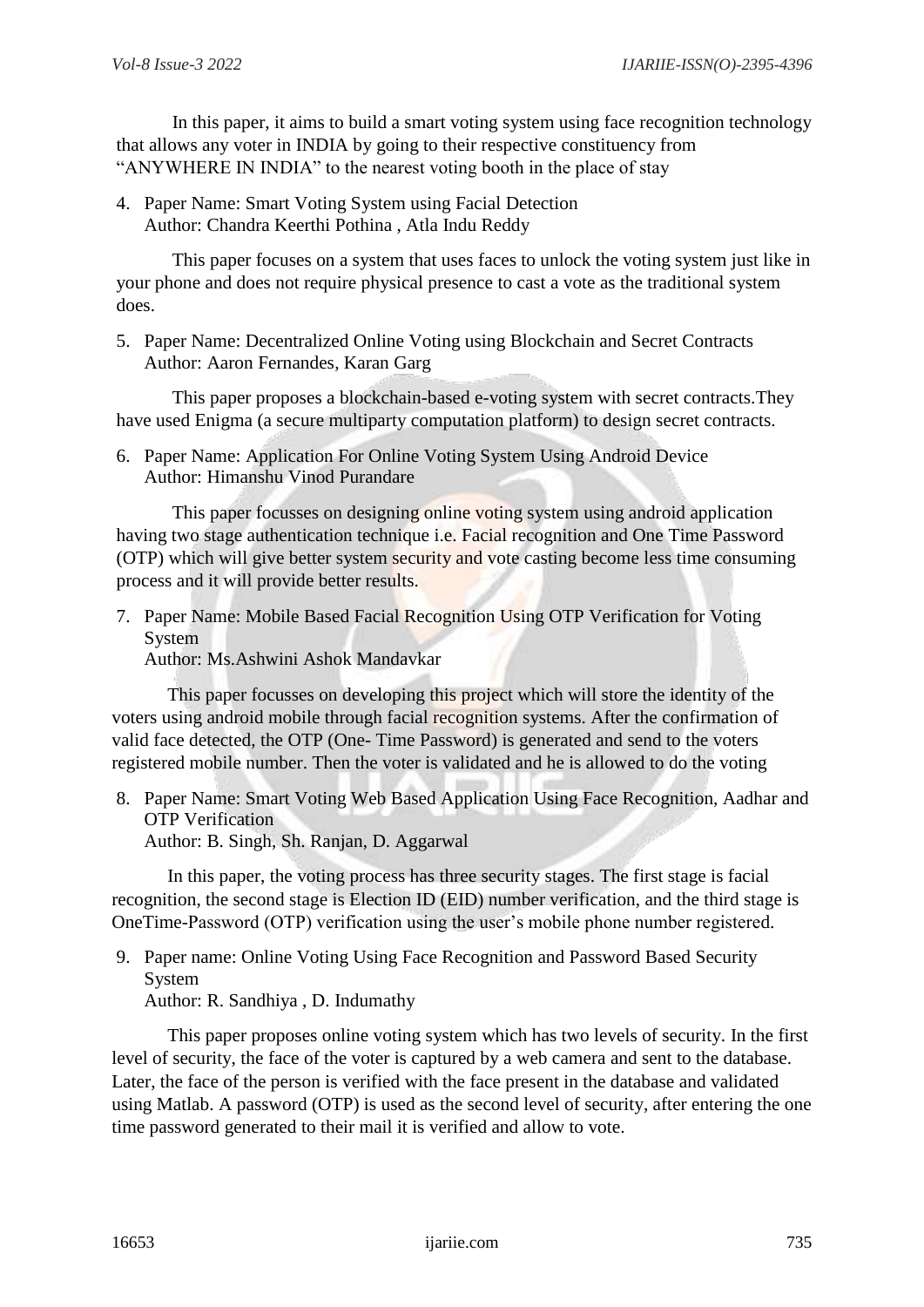In this paper, it aims to build a smart voting system using face recognition technology that allows any voter in INDIA by going to their respective constituency from "ANYWHERE IN INDIA" to the nearest voting booth in the place of stay

4. Paper Name: Smart Voting System using Facial Detection
   Author: Chandra Keerthi Pothina , Atla Indu Reddy

   This paper focuses on a system that uses faces to unlock the voting system just like in your phone and does not require physical presence to cast a vote as the traditional system does.

5. Paper Name: Decentralized Online Voting using Blockchain and Secret Contracts
   Author: Aaron Fernandes, Karan Garg

   This paper proposes a blockchain-based e-voting system with secret contracts.They have used Enigma (a secure multiparty computation platform) to design secret contracts.

6. Paper Name: Application For Online Voting System Using Android Device
   Author: Himanshu Vinod Purandare

   This paper focusses on designing online voting system using android application having two stage authentication technique i.e. Facial recognition and One Time Password (OTP) which will give better system security and vote casting become less time consuming process and it will provide better results.

7. Paper Name: Mobile Based Facial Recognition Using OTP Verification for Voting System
   Author: Ms.Ashwini Ashok Mandavkar

   This paper focusses on developing this project which will store the identity of the voters using android mobile through facial recognition systems. After the confirmation of valid face detected, the OTP (One- Time Password) is generated and send to the voters registered mobile number. Then the voter is validated and he is allowed to do the voting

8. Paper Name: Smart Voting Web Based Application Using Face Recognition, Aadhar and OTP Verification
   Author: B. Singh, Sh. Ranjan, D. Aggarwal

   In this paper, the voting process has three security stages. The first stage is facial recognition, the second stage is Election ID (EID) number verification, and the third stage is OneTime-Password (OTP) verification using the user's mobile phone number registered.

9. Paper name: Online Voting Using Face Recognition and Password Based Security System
   Author: R. Sandhiya , D. Indumathy

   This paper proposes online voting system which has two levels of security. In the first level of security, the face of the voter is captured by a web camera and sent to the database. Later, the face of the person is verified with the face present in the database and validated using Matlab. A password (OTP) is used as the second level of security, after entering the one time password generated to their mail it is verified and allow to vote.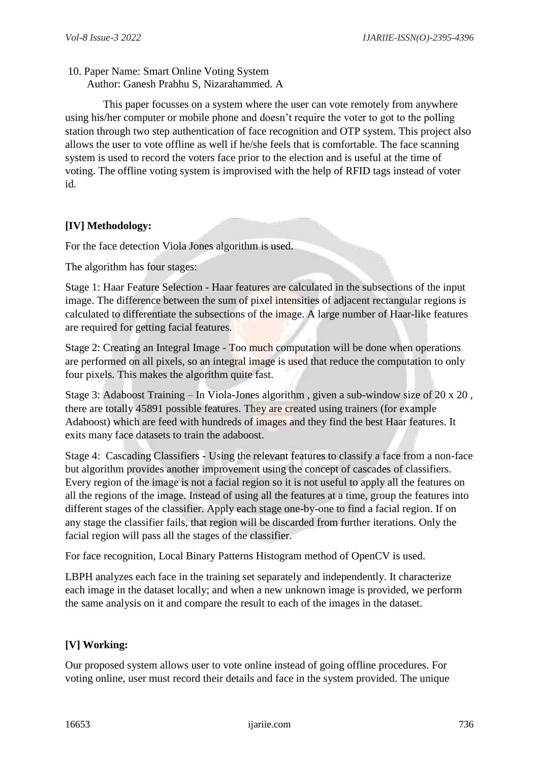10. Paper Name: Smart Online Voting System
    Author: Ganesh Prabhu S, Nizarahammed. A

This paper focusses on a system where the user can vote remotely from anywhere using his/her computer or mobile phone and doesn't require the voter to got to the polling station through two step authentication of face recognition and OTP system. This project also allows the user to vote offline as well if he/she feels that is comfortable. The face scanning system is used to record the voters face prior to the election and is useful at the time of voting. The offline voting system is improvised with the help of RFID tags instead of voter id.

## [IV] Methodology:

For the face detection Viola Jones algorithm is used.

The algorithm has four stages:

Stage 1: Haar Feature Selection - Haar features are calculated in the subsections of the input image. The difference between the sum of pixel intensities of adjacent rectangular regions is calculated to differentiate the subsections of the image. A large number of Haar-like features are required for getting facial features.

Stage 2: Creating an Integral Image - Too much computation will be done when operations are performed on all pixels, so an integral image is used that reduce the computation to only four pixels. This makes the algorithm quite fast.

Stage 3: Adaboost Training – In Viola-Jones algorithm , given a sub-window size of 20 x 20 , there are totally 45891 possible features. They are created using trainers (for example Adaboost) which are feed with hundreds of images and they find the best Haar features. It exits many face datasets to train the adaboost.

Stage 4: Cascading Classifiers - Using the relevant features to classify a face from a non-face but algorithm provides another improvement using the concept of cascades of classifiers. Every region of the image is not a facial region so it is not useful to apply all the features on all the regions of the image. Instead of using all the features at a time, group the features into different stages of the classifier. Apply each stage one-by-one to find a facial region. If on any stage the classifier fails, that region will be discarded from further iterations. Only the facial region will pass all the stages of the classifier.

For face recognition, Local Binary Patterns Histogram method of OpenCV is used.

LBPH analyzes each face in the training set separately and independently. It characterize each image in the dataset locally; and when a new unknown image is provided, we perform the same analysis on it and compare the result to each of the images in the dataset.

## [V] Working:

Our proposed system allows user to vote online instead of going offline procedures. For voting online, user must record their details and face in the system provided. The unique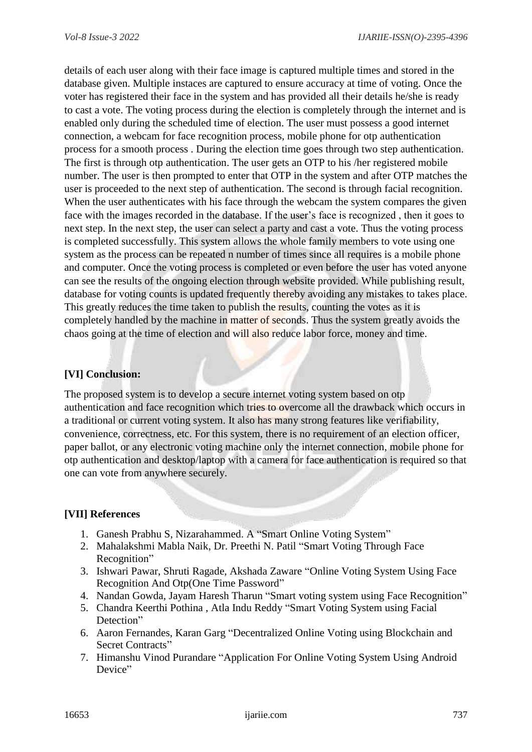details of each user along with their face image is captured multiple times and stored in the database given. Multiple instaces are captured to ensure accuracy at time of voting. Once the voter has registered their face in the system and has provided all their details he/she is ready to cast a vote. The voting process during the election is completely through the internet and is enabled only during the scheduled time of election. The user must possess a good internet connection, a webcam for face recognition process, mobile phone for otp authentication process for a smooth process . During the election time goes through two step authentication. The first is through otp authentication. The user gets an OTP to his /her registered mobile number. The user is then prompted to enter that OTP in the system and after OTP matches the user is proceeded to the next step of authentication. The second is through facial recognition. When the user authenticates with his face through the webcam the system compares the given face with the images recorded in the database. If the user's face is recognized , then it goes to next step. In the next step, the user can select a party and cast a vote. Thus the voting process is completed successfully. This system allows the whole family members to vote using one system as the process can be repeated n number of times since all requires is a mobile phone and computer. Once the voting process is completed or even before the user has voted anyone can see the results of the ongoing election through website provided. While publishing result, database for voting counts is updated frequently thereby avoiding any mistakes to takes place. This greatly reduces the time taken to publish the results, counting the votes as it is completely handled by the machine in matter of seconds. Thus the system greatly avoids the chaos going at the time of election and will also reduce labor force, money and time.

## [VI] Conclusion:

The proposed system is to develop a secure internet voting system based on otp authentication and face recognition which tries to overcome all the drawback which occurs in a traditional or current voting system. It also has many strong features like verifiability, convenience, correctness, etc. For this system, there is no requirement of an election officer, paper ballot, or any electronic voting machine only the internet connection, mobile phone for otp authentication and desktop/laptop with a camera for face authentication is required so that one can vote from anywhere securely.

## [VII] References

1. Ganesh Prabhu S, Nizarahammed. A "Smart Online Voting System"
2. Mahalakshmi Mabla Naik, Dr. Preethi N. Patil "Smart Voting Through Face Recognition"
3. Ishwari Pawar, Shruti Ragade, Akshada Zaware "Online Voting System Using Face Recognition And Otp(One Time Password"
4. Nandan Gowda, Jayam Haresh Tharun "Smart voting system using Face Recognition"
5. Chandra Keerthi Pothina , Atla Indu Reddy "Smart Voting System using Facial Detection"
6. Aaron Fernandes, Karan Garg "Decentralized Online Voting using Blockchain and Secret Contracts"
7. Himanshu Vinod Purandare "Application For Online Voting System Using Android Device"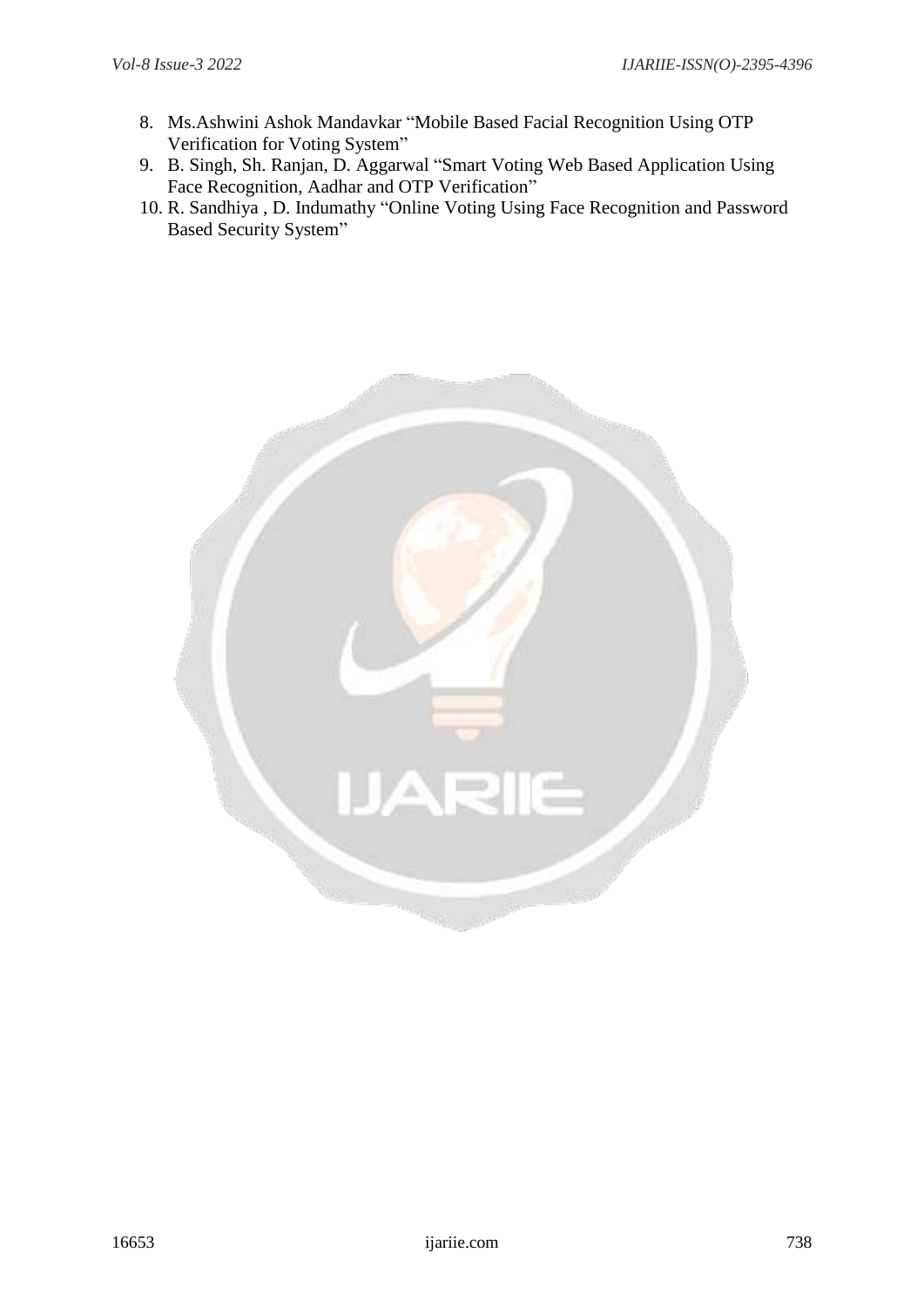8. Ms.Ashwini Ashok Mandavkar "Mobile Based Facial Recognition Using OTP Verification for Voting System"
9. B. Singh, Sh. Ranjan, D. Aggarwal "Smart Voting Web Based Application Using Face Recognition, Aadhar and OTP Verification"
10. R. Sandhiya , D. Indumathy "Online Voting Using Face Recognition and Password Based Security System"